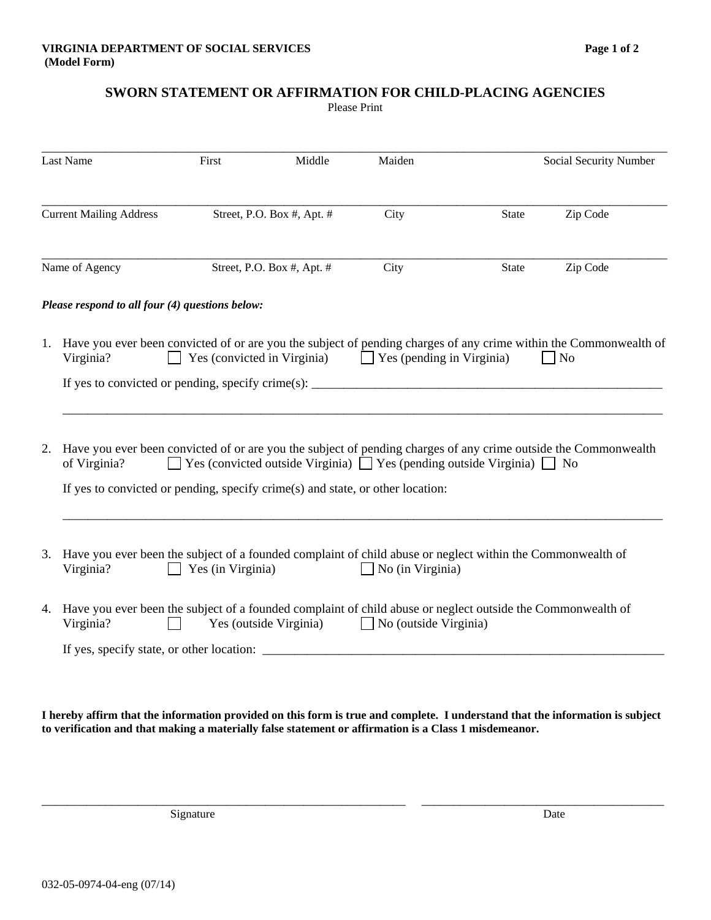**VIRGINIA DEPARTMENT OF SOCIAL SERVICES**
**(Model Form)**

## SWORN STATEMENT OR AFFIRMATION FOR CHILD-PLACING AGENCIES

Please Print

\_\_\_\_\_\_\_\_\_\_\_\_\_\_\_\_\_\_\_\_\_\_\_\_\_\_\_\_\_\_\_\_\_\_\_\_\_\_\_\_\_\_\_\_\_\_\_\_\_\_\_\_\_\_\_\_\_\_\_\_\_\_\_\_\_\_\_\_\_\_\_\_\_\_\_\_\_\_\_\_\_\_

Last Name First Middle Maiden Social Security Number

\_\_\_\_\_\_\_\_\_\_\_\_\_\_\_\_\_\_\_\_\_\_\_\_\_\_\_\_\_\_\_\_\_\_\_\_\_\_\_\_\_\_\_\_\_\_\_\_\_\_\_\_\_\_\_\_\_\_\_\_\_\_\_\_\_\_\_\_\_\_\_\_\_\_\_\_\_\_\_\_\_\_

Current Mailing Address Street, P.O. Box #, Apt. # City State Zip Code

\_\_\_\_\_\_\_\_\_\_\_\_\_\_\_\_\_\_\_\_\_\_\_\_\_\_\_\_\_\_\_\_\_\_\_\_\_\_\_\_\_\_\_\_\_\_\_\_\_\_\_\_\_\_\_\_\_\_\_\_\_\_\_\_\_\_\_\_\_\_\_\_\_\_\_\_\_\_\_\_\_\_

Name of Agency Street, P.O. Box #, Apt. # City State Zip Code

***Please respond to all four (4) questions below:***

1. Have you ever been convicted of or are you the subject of pending charges of any crime within the Commonwealth of Virginia? ☐ Yes (convicted in Virginia) ☐ Yes (pending in Virginia) ☐ No

   If yes to convicted or pending, specify crime(s): \_\_\_\_\_\_\_\_\_\_\_\_\_\_\_\_\_\_\_\_\_\_\_\_\_\_\_\_\_\_\_\_\_\_\_\_\_\_\_\_\_\_\_\_\_\_\_\_

   \_\_\_\_\_\_\_\_\_\_\_\_\_\_\_\_\_\_\_\_\_\_\_\_\_\_\_\_\_\_\_\_\_\_\_\_\_\_\_\_\_\_\_\_\_\_\_\_\_\_\_\_\_\_\_\_\_\_\_\_\_\_\_\_\_\_\_\_\_\_\_\_\_\_\_\_\_\_\_\_

2. Have you ever been convicted of or are you the subject of pending charges of any crime outside the Commonwealth of Virginia? ☐ Yes (convicted outside Virginia) ☐ Yes (pending outside Virginia) ☐ No

   If yes to convicted or pending, specify crime(s) and state, or other location:

   \_\_\_\_\_\_\_\_\_\_\_\_\_\_\_\_\_\_\_\_\_\_\_\_\_\_\_\_\_\_\_\_\_\_\_\_\_\_\_\_\_\_\_\_\_\_\_\_\_\_\_\_\_\_\_\_\_\_\_\_\_\_\_\_\_\_\_\_\_\_\_\_\_\_\_\_\_\_\_\_

3. Have you ever been the subject of a founded complaint of child abuse or neglect within the Commonwealth of Virginia? ☐ Yes (in Virginia) ☐ No (in Virginia)

4. Have you ever been the subject of a founded complaint of child abuse or neglect outside the Commonwealth of Virginia? ☐ Yes (outside Virginia) ☐ No (outside Virginia)

   If yes, specify state, or other location: \_\_\_\_\_\_\_\_\_\_\_\_\_\_\_\_\_\_\_\_\_\_\_\_\_\_\_\_\_\_\_\_\_\_\_\_\_\_\_\_\_\_\_\_\_\_\_\_\_\_\_\_\_\_

**I hereby affirm that the information provided on this form is true and complete. I understand that the information is subject to verification and that making a materially false statement or affirmation is a Class 1 misdemeanor.**

\_\_\_\_\_\_\_\_\_\_\_\_\_\_\_\_\_\_\_\_\_\_\_\_\_\_\_\_\_\_\_\_\_\_\_\_\_\_\_\_\_\_\_\_\_ \_\_\_\_\_\_\_\_\_\_\_\_\_\_\_\_\_\_\_\_\_\_\_\_\_\_\_\_\_\_\_\_\_

Signature Date

032-05-0974-04-eng (07/14)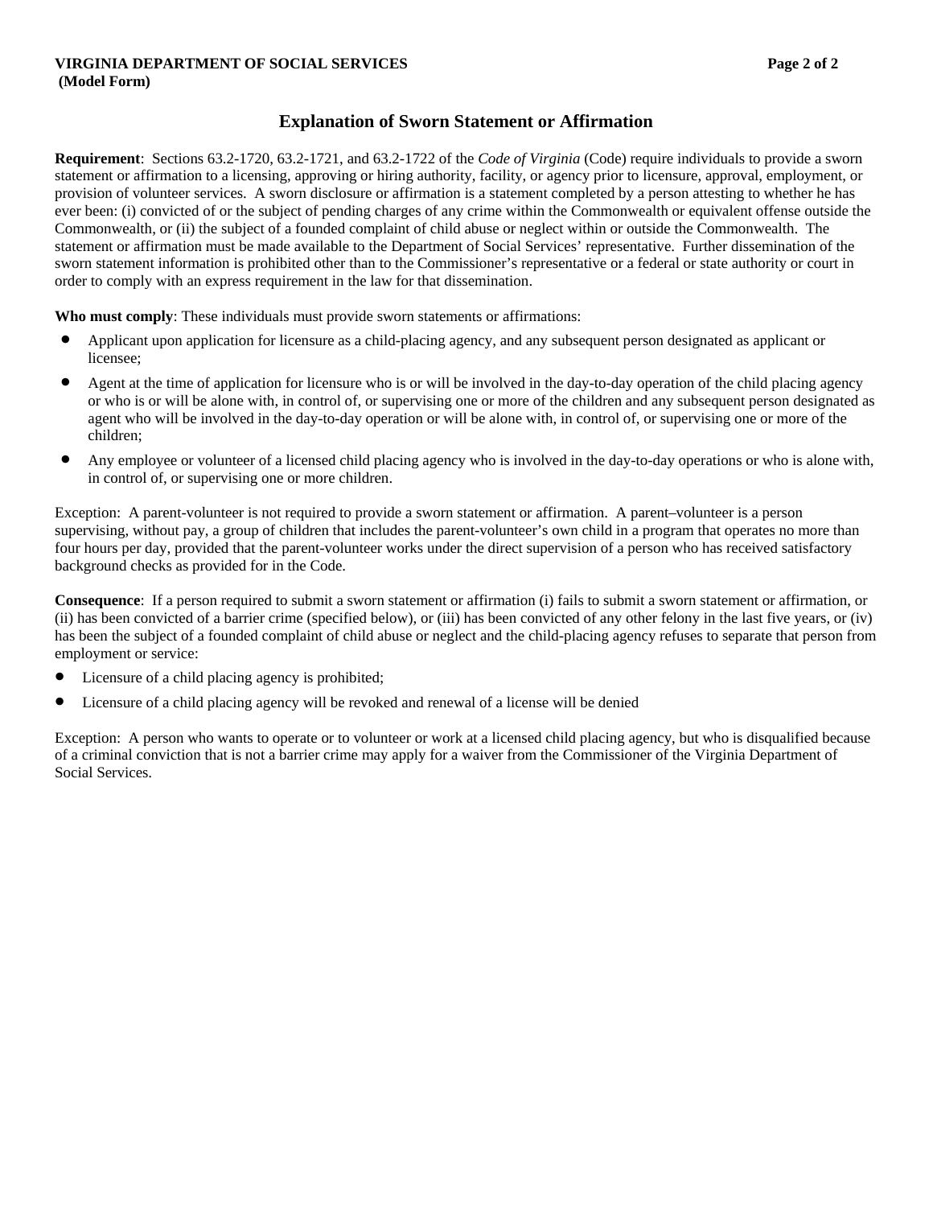## Explanation of Sworn Statement or Affirmation

**Requirement**: Sections 63.2-1720, 63.2-1721, and 63.2-1722 of the *Code of Virginia* (Code) require individuals to provide a sworn statement or affirmation to a licensing, approving or hiring authority, facility, or agency prior to licensure, approval, employment, or provision of volunteer services. A sworn disclosure or affirmation is a statement completed by a person attesting to whether he has ever been: (i) convicted of or the subject of pending charges of any crime within the Commonwealth or equivalent offense outside the Commonwealth, or (ii) the subject of a founded complaint of child abuse or neglect within or outside the Commonwealth. The statement or affirmation must be made available to the Department of Social Services' representative. Further dissemination of the sworn statement information is prohibited other than to the Commissioner's representative or a federal or state authority or court in order to comply with an express requirement in the law for that dissemination.

**Who must comply**: These individuals must provide sworn statements or affirmations:

- Applicant upon application for licensure as a child-placing agency, and any subsequent person designated as applicant or licensee;
- Agent at the time of application for licensure who is or will be involved in the day-to-day operation of the child placing agency or who is or will be alone with, in control of, or supervising one or more of the children and any subsequent person designated as agent who will be involved in the day-to-day operation or will be alone with, in control of, or supervising one or more of the children;
- Any employee or volunteer of a licensed child placing agency who is involved in the day-to-day operations or who is alone with, in control of, or supervising one or more children.

Exception: A parent-volunteer is not required to provide a sworn statement or affirmation. A parent–volunteer is a person supervising, without pay, a group of children that includes the parent-volunteer's own child in a program that operates no more than four hours per day, provided that the parent-volunteer works under the direct supervision of a person who has received satisfactory background checks as provided for in the Code.

**Consequence**: If a person required to submit a sworn statement or affirmation (i) fails to submit a sworn statement or affirmation, or (ii) has been convicted of a barrier crime (specified below), or (iii) has been convicted of any other felony in the last five years, or (iv) has been the subject of a founded complaint of child abuse or neglect and the child-placing agency refuses to separate that person from employment or service:

- Licensure of a child placing agency is prohibited;
- Licensure of a child placing agency will be revoked and renewal of a license will be denied

Exception: A person who wants to operate or to volunteer or work at a licensed child placing agency, but who is disqualified because of a criminal conviction that is not a barrier crime may apply for a waiver from the Commissioner of the Virginia Department of Social Services.